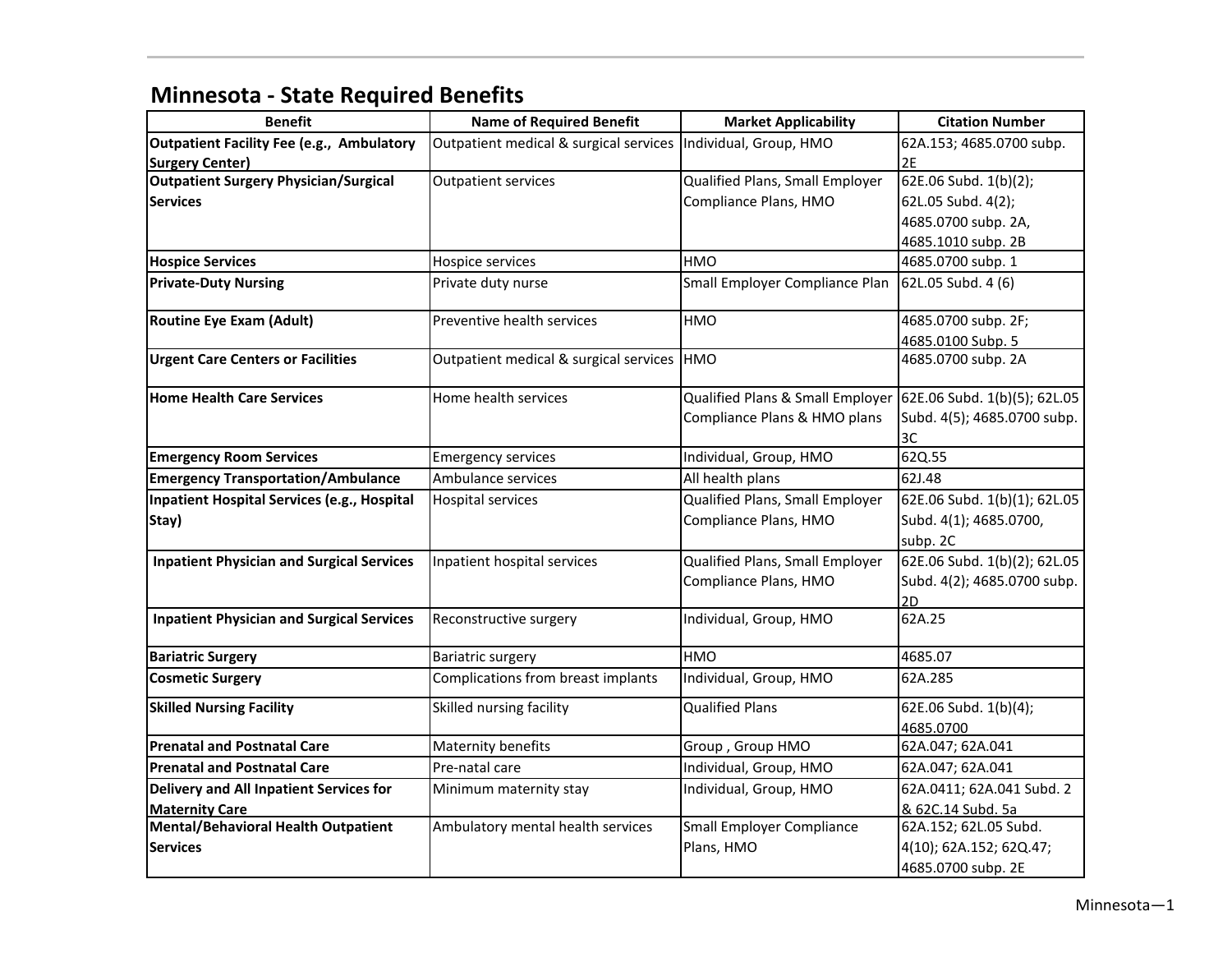# Minnesota - State Required Benefits

| Benefit | Name of Required Benefit | Market Applicability | Citation Number |
|---|---|---|---|
| **Outpatient Facility Fee (e.g., Ambulatory Surgery Center)** | Outpatient medical & surgical services | Individual, Group, HMO | 62A.153; 4685.0700 subp. 2E |
| **Outpatient Surgery Physician/Surgical Services** | Outpatient services | Qualified Plans, Small Employer Compliance Plans, HMO | 62E.06 Subd. 1(b)(2); 62L.05 Subd. 4(2); 4685.0700 subp. 2A, 4685.1010 subp. 2B |
| **Hospice Services** | Hospice services | HMO | 4685.0700 subp. 1 |
| **Private-Duty Nursing** | Private duty nurse | Small Employer Compliance Plan | 62L.05 Subd. 4 (6) |
| **Routine Eye Exam (Adult)** | Preventive health services | HMO | 4685.0700 subp. 2F; 4685.0100 Subp. 5 |
| **Urgent Care Centers or Facilities** | Outpatient medical & surgical services | HMO | 4685.0700 subp. 2A |
| **Home Health Care Services** | Home health services | Qualified Plans & Small Employer Compliance Plans & HMO plans | 62E.06 Subd. 1(b)(5); 62L.05 Subd. 4(5); 4685.0700 subp. 3C |
| **Emergency Room Services** | Emergency services | Individual, Group, HMO | 62Q.55 |
| **Emergency Transportation/Ambulance** | Ambulance services | All health plans | 62J.48 |
| **Inpatient Hospital Services (e.g., Hospital Stay)** | Hospital services | Qualified Plans, Small Employer Compliance Plans, HMO | 62E.06 Subd. 1(b)(1); 62L.05 Subd. 4(1); 4685.0700, subp. 2C |
| **Inpatient Physician and Surgical Services** | Inpatient hospital services | Qualified Plans, Small Employer Compliance Plans, HMO | 62E.06 Subd. 1(b)(2); 62L.05 Subd. 4(2); 4685.0700 subp. 2D |
| **Inpatient Physician and Surgical Services** | Reconstructive surgery | Individual, Group, HMO | 62A.25 |
| **Bariatric Surgery** | Bariatric surgery | HMO | 4685.07 |
| **Cosmetic Surgery** | Complications from breast implants | Individual, Group, HMO | 62A.285 |
| **Skilled Nursing Facility** | Skilled nursing facility | Qualified Plans | 62E.06 Subd. 1(b)(4); 4685.0700 |
| **Prenatal and Postnatal Care** | Maternity benefits | Group , Group HMO | 62A.047; 62A.041 |
| **Prenatal and Postnatal Care** | Pre-natal care | Individual, Group, HMO | 62A.047; 62A.041 |
| **Delivery and All Inpatient Services for Maternity Care** | Minimum maternity stay | Individual, Group, HMO | 62A.0411; 62A.041 Subd. 2 & 62C.14 Subd. 5a |
| **Mental/Behavioral Health Outpatient Services** | Ambulatory mental health services | Small Employer Compliance Plans, HMO | 62A.152; 62L.05 Subd. 4(10); 62A.152; 62Q.47; 4685.0700 subp. 2E |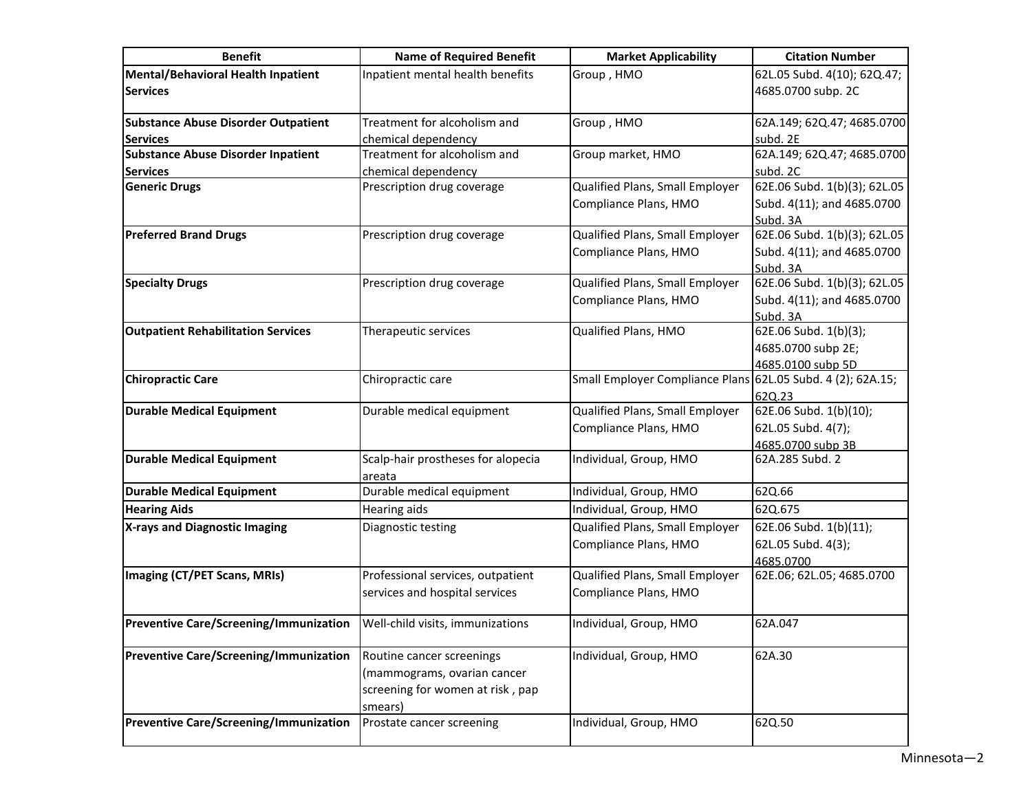| Benefit | Name of Required Benefit | Market Applicability | Citation Number |
| --- | --- | --- | --- |
| **Mental/Behavioral Health Inpatient Services** | Inpatient mental health benefits | Group , HMO | 62L.05 Subd. 4(10); 62Q.47; 4685.0700 subp. 2C |
| **Substance Abuse Disorder Outpatient Services** | Treatment for alcoholism and chemical dependency | Group , HMO | 62A.149; 62Q.47; 4685.0700 subd. 2E |
| **Substance Abuse Disorder Inpatient Services** | Treatment for alcoholism and chemical dependency | Group market, HMO | 62A.149; 62Q.47; 4685.0700 subd. 2C |
| **Generic Drugs** | Prescription drug coverage | Qualified Plans, Small Employer Compliance Plans, HMO | 62E.06 Subd. 1(b)(3); 62L.05 Subd. 4(11); and 4685.0700 Subd. 3A |
| **Preferred Brand Drugs** | Prescription drug coverage | Qualified Plans, Small Employer Compliance Plans, HMO | 62E.06 Subd. 1(b)(3); 62L.05 Subd. 4(11); and 4685.0700 Subd. 3A |
| **Specialty Drugs** | Prescription drug coverage | Qualified Plans, Small Employer Compliance Plans, HMO | 62E.06 Subd. 1(b)(3); 62L.05 Subd. 4(11); and 4685.0700 Subd. 3A |
| **Outpatient Rehabilitation Services** | Therapeutic services | Qualified Plans, HMO | 62E.06 Subd. 1(b)(3); 4685.0700 subp 2E; 4685.0100 subp 5D |
| **Chiropractic Care** | Chiropractic care | Small Employer Compliance Plans | 62L.05 Subd. 4 (2); 62A.15; 62Q.23 |
| **Durable Medical Equipment** | Durable medical equipment | Qualified Plans, Small Employer Compliance Plans, HMO | 62E.06 Subd. 1(b)(10); 62L.05 Subd. 4(7); 4685.0700 subp 3B |
| **Durable Medical Equipment** | Scalp-hair prostheses for alopecia areata | Individual, Group, HMO | 62A.285 Subd. 2 |
| **Durable Medical Equipment** | Durable medical equipment | Individual, Group, HMO | 62Q.66 |
| **Hearing Aids** | Hearing aids | Individual, Group, HMO | 62Q.675 |
| **X-rays and Diagnostic Imaging** | Diagnostic testing | Qualified Plans, Small Employer Compliance Plans, HMO | 62E.06 Subd. 1(b)(11); 62L.05 Subd. 4(3); 4685.0700 |
| **Imaging (CT/PET Scans, MRIs)** | Professional services, outpatient services and hospital services | Qualified Plans, Small Employer Compliance Plans, HMO | 62E.06; 62L.05; 4685.0700 |
| **Preventive Care/Screening/Immunization** | Well-child visits, immunizations | Individual, Group, HMO | 62A.047 |
| **Preventive Care/Screening/Immunization** | Routine cancer screenings (mammograms, ovarian cancer screening for women at risk , pap smears) | Individual, Group, HMO | 62A.30 |
| **Preventive Care/Screening/Immunization** | Prostate cancer screening | Individual, Group, HMO | 62Q.50 |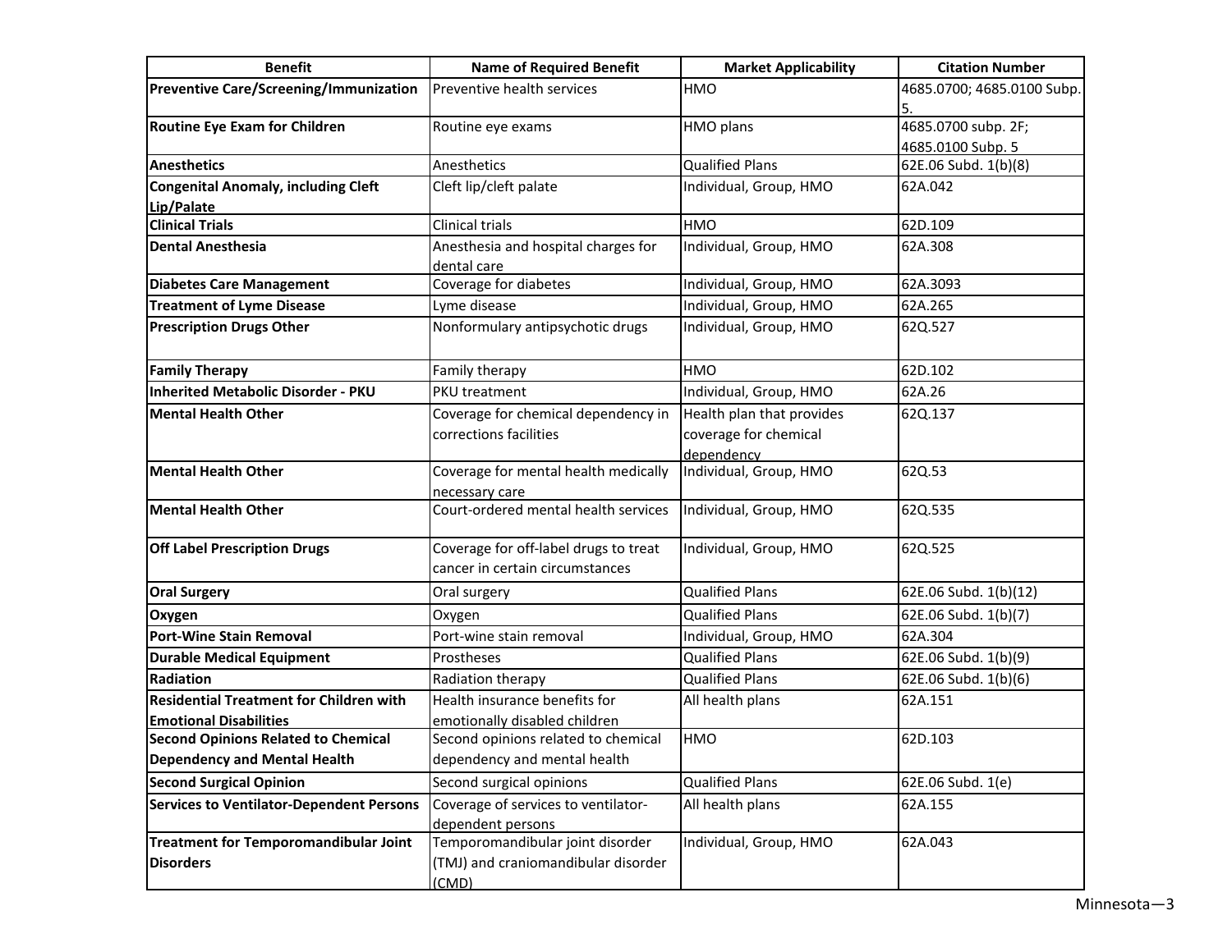| Benefit | Name of Required Benefit | Market Applicability | Citation Number |
|---|---|---|---|
| **Preventive Care/Screening/Immunization** | Preventive health services | HMO | 4685.0700; 4685.0100 Subp. 5. |
| **Routine Eye Exam for Children** | Routine eye exams | HMO plans | 4685.0700 subp. 2F; 4685.0100 Subp. 5 |
| **Anesthetics** | Anesthetics | Qualified Plans | 62E.06 Subd. 1(b)(8) |
| **Congenital Anomaly, including Cleft Lip/Palate** | Cleft lip/cleft palate | Individual, Group, HMO | 62A.042 |
| **Clinical Trials** | Clinical trials | HMO | 62D.109 |
| **Dental Anesthesia** | Anesthesia and hospital charges for dental care | Individual, Group, HMO | 62A.308 |
| **Diabetes Care Management** | Coverage for diabetes | Individual, Group, HMO | 62A.3093 |
| **Treatment of Lyme Disease** | Lyme disease | Individual, Group, HMO | 62A.265 |
| **Prescription Drugs Other** | Nonformulary antipsychotic drugs | Individual, Group, HMO | 62Q.527 |
| **Family Therapy** | Family therapy | HMO | 62D.102 |
| **Inherited Metabolic Disorder - PKU** | PKU treatment | Individual, Group, HMO | 62A.26 |
| **Mental Health Other** | Coverage for chemical dependency in corrections facilities | Health plan that provides coverage for chemical dependency | 62Q.137 |
| **Mental Health Other** | Coverage for mental health medically necessary care | Individual, Group, HMO | 62Q.53 |
| **Mental Health Other** | Court-ordered mental health services | Individual, Group, HMO | 62Q.535 |
| **Off Label Prescription Drugs** | Coverage for off-label drugs to treat cancer in certain circumstances | Individual, Group, HMO | 62Q.525 |
| **Oral Surgery** | Oral surgery | Qualified Plans | 62E.06 Subd. 1(b)(12) |
| **Oxygen** | Oxygen | Qualified Plans | 62E.06 Subd. 1(b)(7) |
| **Port-Wine Stain Removal** | Port-wine stain removal | Individual, Group, HMO | 62A.304 |
| **Durable Medical Equipment** | Prostheses | Qualified Plans | 62E.06 Subd. 1(b)(9) |
| **Radiation** | Radiation therapy | Qualified Plans | 62E.06 Subd. 1(b)(6) |
| **Residential Treatment for Children with Emotional Disabilities** | Health insurance benefits for emotionally disabled children | All health plans | 62A.151 |
| **Second Opinions Related to Chemical Dependency and Mental Health** | Second opinions related to chemical dependency and mental health | HMO | 62D.103 |
| **Second Surgical Opinion** | Second surgical opinions | Qualified Plans | 62E.06 Subd. 1(e) |
| **Services to Ventilator-Dependent Persons** | Coverage of services to ventilator-dependent persons | All health plans | 62A.155 |
| **Treatment for Temporomandibular Joint Disorders** | Temporomandibular joint disorder (TMJ) and craniomandibular disorder (CMD) | Individual, Group, HMO | 62A.043 |